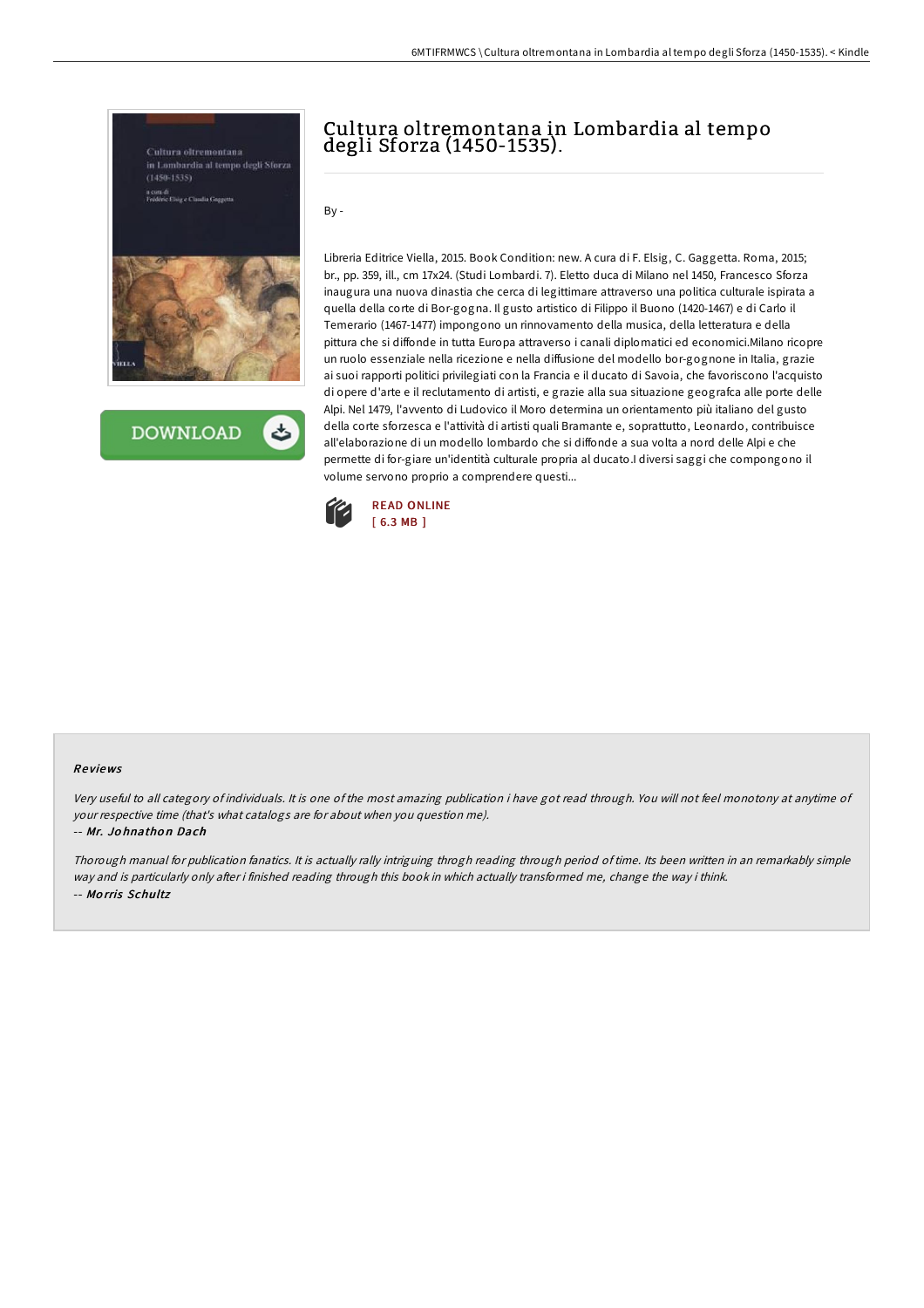# Cultura oltremontana in Lombardia al tempo degli Sforza (1450-1535).

By -

Libreria Editrice Viella, 2015. Book Condition: new. A cura di F. Elsig, C. Gaggetta. Roma, 2015; br., pp. 359, ill., cm 17x24. (Studi Lombardi. 7). Eletto duca di Milano nel 1450, Francesco Sforza inaugura una nuova dinastia che cerca di legittimare attraverso una politica culturale ispirata a quella della corte di Bor-gogna. Il gusto artistico di Filippo il Buono (1420-1467) e di Carlo il Temerario (1467-1477) impongono un rinnovamento della musica, della letteratura e della pittura che si diffonde in tutta Europa attraverso i canali diplomatici ed economici.Milano ricopre un ruolo essenziale nella ricezione e nella diffusione del modello bor-gognone in Italia, grazie ai suoi rapporti politici privilegiati con la Francia e il ducato di Savoia, che favoriscono l'acquisto di opere d'arte e il reclutamento di artisti, e grazie alla sua situazione geografca alle porte delle Alpi. Nel 1479, l'avvento di Ludovico il Moro determina un orientamento più italiano del gusto della corte sforzesca e l'attività di artisti quali Bramante e, soprattutto, Leonardo, contribuisce all'elaborazione di un modello lombardo che si diffonde a sua volta a nord delle Alpi e che permette di for-giare un'identità culturale propria al ducato.I diversi saggi che compongono il volume servono proprio a comprendere questi...

READ ONLINE
[ 6.3 MB ]

### Reviews

*Very useful to all category of individuals. It is one of the most amazing publication i have got read through. You will not feel monotony at anytime of your respective time (that's what catalogs are for about when you question me).*

-- ***Mr. Johnathon Dach***

*Thorough manual for publication fanatics. It is actually rally intriguing throgh reading through period of time. Its been written in an remarkably simple way and is particularly only after i finished reading through this book in which actually transformed me, change the way i think.*

-- ***Morris Schultz***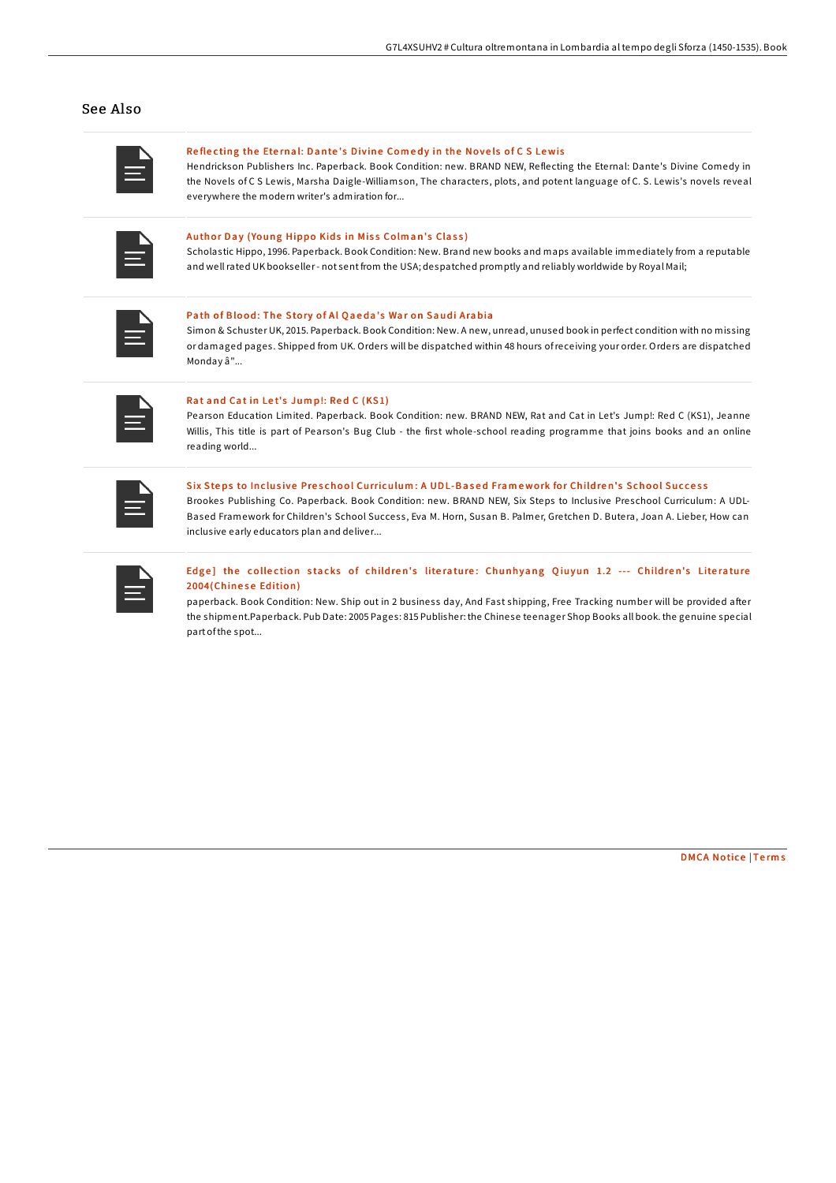## See Also

### Reflecting the Eternal: Dante's Divine Comedy in the Novels of C S Lewis

Hendrickson Publishers Inc. Paperback. Book Condition: new. BRAND NEW, Reflecting the Eternal: Dante's Divine Comedy in the Novels of C S Lewis, Marsha Daigle-Williamson, The characters, plots, and potent language of C. S. Lewis's novels reveal everywhere the modern writer's admiration for...

### Author Day (Young Hippo Kids in Miss Colman's Class)

Scholastic Hippo, 1996. Paperback. Book Condition: New. Brand new books and maps available immediately from a reputable and well rated UK bookseller - not sent from the USA; despatched promptly and reliably worldwide by Royal Mail;

### Path of Blood: The Story of Al Qaeda's War on Saudi Arabia

Simon & Schuster UK, 2015. Paperback. Book Condition: New. A new, unread, unused book in perfect condition with no missing or damaged pages. Shipped from UK. Orders will be dispatched within 48 hours of receiving your order. Orders are dispatched Monday â"...

### Rat and Cat in Let's Jump!: Red C (KS1)

Pearson Education Limited. Paperback. Book Condition: new. BRAND NEW, Rat and Cat in Let's Jump!: Red C (KS1), Jeanne Willis, This title is part of Pearson's Bug Club - the first whole-school reading programme that joins books and an online reading world...

### Six Steps to Inclusive Preschool Curriculum: A UDL-Based Framework for Children's School Success

Brookes Publishing Co. Paperback. Book Condition: new. BRAND NEW, Six Steps to Inclusive Preschool Curriculum: A UDL-Based Framework for Children's School Success, Eva M. Horn, Susan B. Palmer, Gretchen D. Butera, Joan A. Lieber, How can inclusive early educators plan and deliver...

### Edge] the collection stacks of children's literature: Chunhyang Qiuyun 1.2 --- Children's Literature 2004(Chinese Edition)

paperback. Book Condition: New. Ship out in 2 business day, And Fast shipping, Free Tracking number will be provided after the shipment.Paperback. Pub Date: 2005 Pages: 815 Publisher: the Chinese teenager Shop Books all book. the genuine special part of the spot...